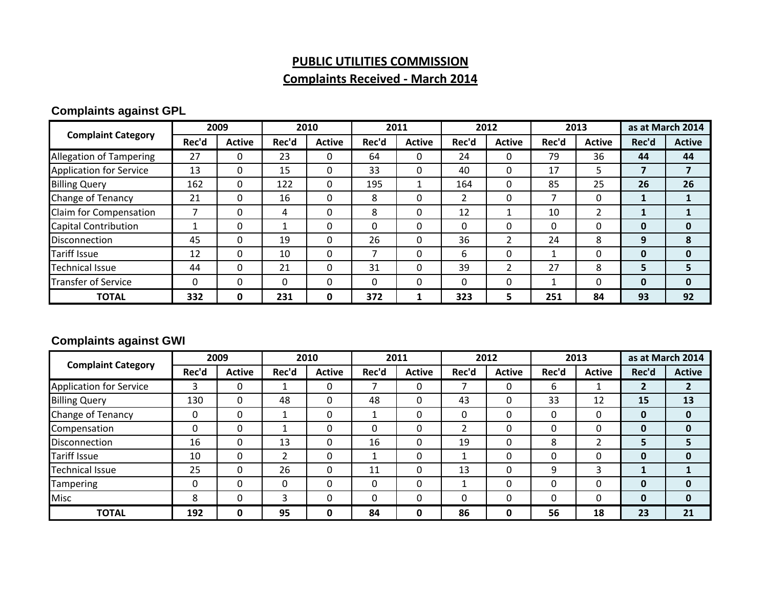# PUBLIC UTILITIES COMMISSION

## Complaints Received - March 2014

### Complaints against GPL

| Complaint Category | 2009 | | 2010 | | 2011 | | 2012 | | 2013 | | as at March 2014 | |
|---|---|---|---|---|---|---|---|---|---|---|---|---|
| | Rec'd | Active | Rec'd | Active | Rec'd | Active | Rec'd | Active | Rec'd | Active | Rec'd | Active |
| Allegation of Tampering | 27 | 0 | 23 | 0 | 64 | 0 | 24 | 0 | 79 | 36 | **44** | **44** |
| Application for Service | 13 | 0 | 15 | 0 | 33 | 0 | 40 | 0 | 17 | 5 | **7** | **7** |
| Billing Query | 162 | 0 | 122 | 0 | 195 | 1 | 164 | 0 | 85 | 25 | **26** | **26** |
| Change of Tenancy | 21 | 0 | 16 | 0 | 8 | 0 | 2 | 0 | 7 | 0 | **1** | **1** |
| Claim for Compensation | 7 | 0 | 4 | 0 | 8 | 0 | 12 | 1 | 10 | 2 | **1** | **1** |
| Capital Contribution | 1 | 0 | 1 | 0 | 0 | 0 | 0 | 0 | 0 | 0 | **0** | **0** |
| Disconnection | 45 | 0 | 19 | 0 | 26 | 0 | 36 | 2 | 24 | 8 | **9** | **8** |
| Tariff Issue | 12 | 0 | 10 | 0 | 7 | 0 | 6 | 0 | 1 | 0 | **0** | **0** |
| Technical Issue | 44 | 0 | 21 | 0 | 31 | 0 | 39 | 2 | 27 | 8 | **5** | **5** |
| Transfer of Service | 0 | 0 | 0 | 0 | 0 | 0 | 0 | 0 | 1 | 0 | **0** | **0** |
| **TOTAL** | **332** | **0** | **231** | **0** | **372** | **1** | **323** | **5** | **251** | **84** | **93** | **92** |

### Complaints against GWI

| Complaint Category | 2009 | | 2010 | | 2011 | | 2012 | | 2013 | | as at March 2014 | |
|---|---|---|---|---|---|---|---|---|---|---|---|---|
| | Rec'd | Active | Rec'd | Active | Rec'd | Active | Rec'd | Active | Rec'd | Active | Rec'd | Active |
| Application for Service | 3 | 0 | 1 | 0 | 7 | 0 | 7 | 0 | 6 | 1 | **2** | **2** |
| Billing Query | 130 | 0 | 48 | 0 | 48 | 0 | 43 | 0 | 33 | 12 | **15** | **13** |
| Change of Tenancy | 0 | 0 | 1 | 0 | 1 | 0 | 0 | 0 | 0 | 0 | **0** | **0** |
| Compensation | 0 | 0 | 1 | 0 | 0 | 0 | 2 | 0 | 0 | 0 | **0** | **0** |
| Disconnection | 16 | 0 | 13 | 0 | 16 | 0 | 19 | 0 | 8 | 2 | **5** | **5** |
| Tariff Issue | 10 | 0 | 2 | 0 | 1 | 0 | 1 | 0 | 0 | 0 | **0** | **0** |
| Technical Issue | 25 | 0 | 26 | 0 | 11 | 0 | 13 | 0 | 9 | 3 | **1** | **1** |
| Tampering | 0 | 0 | 0 | 0 | 0 | 0 | 1 | 0 | 0 | 0 | **0** | **0** |
| Misc | 8 | 0 | 3 | 0 | 0 | 0 | 0 | 0 | 0 | 0 | **0** | **0** |
| **TOTAL** | **192** | **0** | **95** | **0** | **84** | **0** | **86** | **0** | **56** | **18** | **23** | **21** |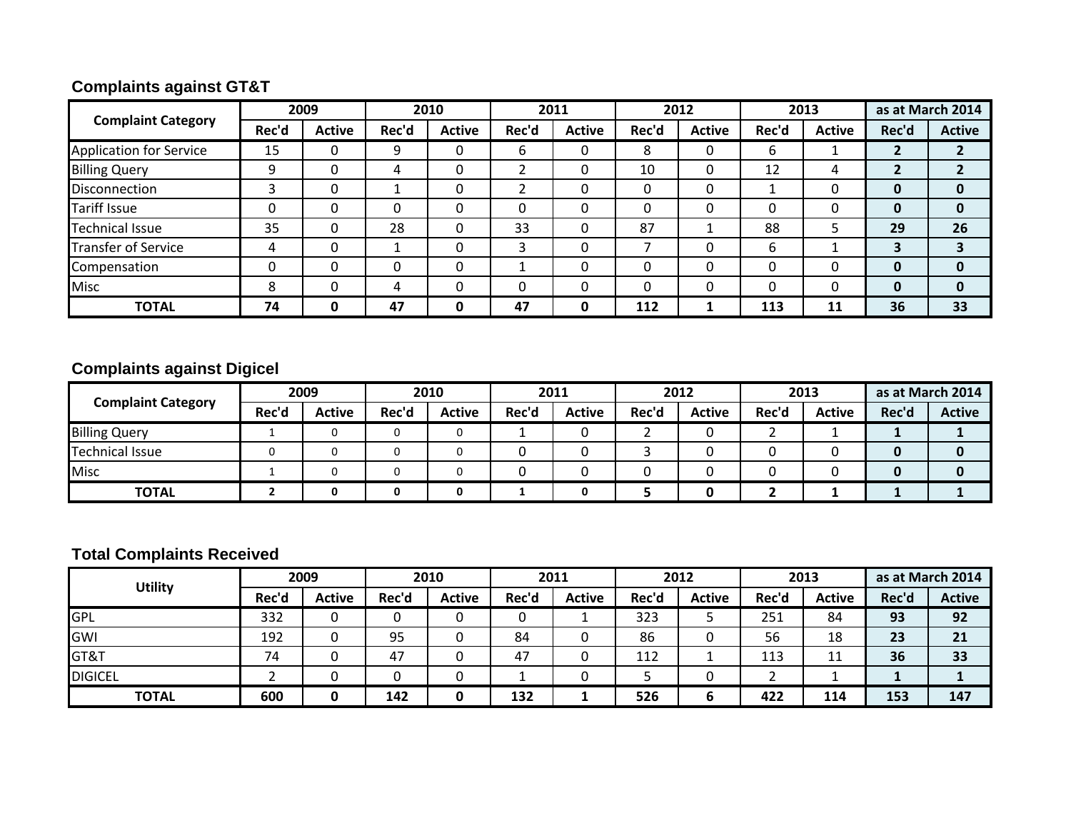**Complaints against GT&T**

| Complaint Category | 2009 | | 2010 | | 2011 | | 2012 | | 2013 | | as at March 2014 | |
|---|---|---|---|---|---|---|---|---|---|---|---|---|
| | Rec'd | Active | Rec'd | Active | Rec'd | Active | Rec'd | Active | Rec'd | Active | Rec'd | Active |
| Application for Service | 15 | 0 | 9 | 0 | 6 | 0 | 8 | 0 | 6 | 1 | **2** | **2** |
| Billing Query | 9 | 0 | 4 | 0 | 2 | 0 | 10 | 0 | 12 | 4 | **2** | **2** |
| Disconnection | 3 | 0 | 1 | 0 | 2 | 0 | 0 | 0 | 1 | 0 | **0** | **0** |
| Tariff Issue | 0 | 0 | 0 | 0 | 0 | 0 | 0 | 0 | 0 | 0 | **0** | **0** |
| Technical Issue | 35 | 0 | 28 | 0 | 33 | 0 | 87 | 1 | 88 | 5 | **29** | **26** |
| Transfer of Service | 4 | 0 | 1 | 0 | 3 | 0 | 7 | 0 | 6 | 1 | **3** | **3** |
| Compensation | 0 | 0 | 0 | 0 | 1 | 0 | 0 | 0 | 0 | 0 | **0** | **0** |
| Misc | 8 | 0 | 4 | 0 | 0 | 0 | 0 | 0 | 0 | 0 | **0** | **0** |
| **TOTAL** | **74** | **0** | **47** | **0** | **47** | **0** | **112** | **1** | **113** | **11** | **36** | **33** |

**Complaints against Digicel**

| Complaint Category | 2009 | | 2010 | | 2011 | | 2012 | | 2013 | | as at March 2014 | |
|---|---|---|---|---|---|---|---|---|---|---|---|---|
| | Rec'd | Active | Rec'd | Active | Rec'd | Active | Rec'd | Active | Rec'd | Active | Rec'd | Active |
| Billing Query | 1 | 0 | 0 | 0 | 1 | 0 | 2 | 0 | 2 | 1 | **1** | **1** |
| Technical Issue | 0 | 0 | 0 | 0 | 0 | 0 | 3 | 0 | 0 | 0 | **0** | **0** |
| Misc | 1 | 0 | 0 | 0 | 0 | 0 | 0 | 0 | 0 | 0 | **0** | **0** |
| **TOTAL** | **2** | **0** | **0** | **0** | **1** | **0** | **5** | **0** | **2** | **1** | **1** | **1** |

**Total Complaints Received**

| Utility | 2009 | | 2010 | | 2011 | | 2012 | | 2013 | | as at March 2014 | |
|---|---|---|---|---|---|---|---|---|---|---|---|---|
| | Rec'd | Active | Rec'd | Active | Rec'd | Active | Rec'd | Active | Rec'd | Active | Rec'd | Active |
| GPL | 332 | 0 | 0 | 0 | 0 | 1 | 323 | 5 | 251 | 84 | **93** | **92** |
| GWI | 192 | 0 | 95 | 0 | 84 | 0 | 86 | 0 | 56 | 18 | **23** | **21** |
| GT&T | 74 | 0 | 47 | 0 | 47 | 0 | 112 | 1 | 113 | 11 | **36** | **33** |
| DIGICEL | 2 | 0 | 0 | 0 | 1 | 0 | 5 | 0 | 2 | 1 | **1** | **1** |
| **TOTAL** | **600** | **0** | **142** | **0** | **132** | **1** | **526** | **6** | **422** | **114** | **153** | **147** |